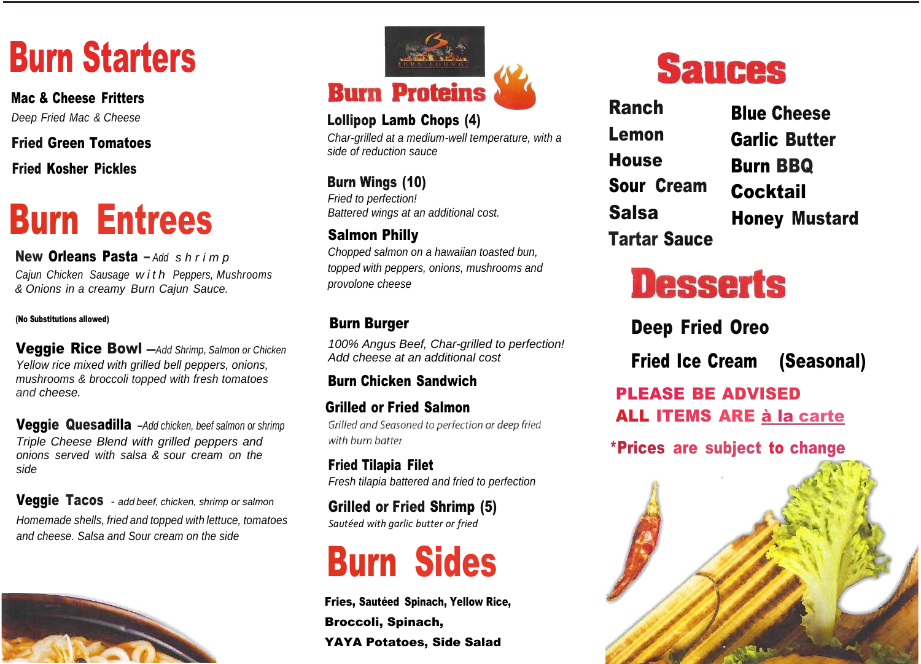# Burn Starters

**Mac & Cheese Fritters**
*Deep Fried Mac & Cheese*

**Fried Green Tomatoes**

**Fried Kosher Pickles**

# Burn Entrees

**New Orleans Pasta** – *Add shrimp*
*Cajun Chicken Sausage with Peppers, Mushrooms & Onions in a creamy Burn Cajun Sauce.*

**(No Substitutions allowed)**

**Veggie Rice Bowl** –*Add Shrimp, Salmon or Chicken*
*Yellow rice mixed with grilled bell peppers, onions, mushrooms & broccoli topped with fresh tomatoes and cheese.*

**Veggie Quesadilla** –*Add chicken, beef salmon or shrimp*
*Triple Cheese Blend with grilled peppers and onions served with salsa & sour cream on the side*

**Veggie Tacos** - *add beef, chicken, shrimp or salmon*
*Homemade shells, fried and topped with lettuce, tomatoes and cheese. Salsa and Sour cream on the side*

BURN LOUNGE

# Burn Proteins

**Lollipop Lamb Chops (4)**
*Char-grilled at a medium-well temperature, with a side of reduction sauce*

**Burn Wings (10)**
*Fried to perfection!*
*Battered wings at an additional cost.*

**Salmon Philly**
*Chopped salmon on a hawaiian toasted bun, topped with peppers, onions, mushrooms and provolone cheese*

**Burn Burger**
*100% Angus Beef, Char-grilled to perfection!*
*Add cheese at an additional cost*

**Burn Chicken Sandwich**

**Grilled or Fried Salmon**
*Grilled and Seasoned to perfection or deep fried with burn batter*

**Fried Tilapia Filet**
*Fresh tilapia battered and fried to perfection*

**Grilled or Fried Shrimp (5)**
*Sautéed with garlic butter or fried*

# Burn Sides

**Fries, Sautéed Spinach, Yellow Rice,**
**Broccoli, Spinach,**
**YAYA Potatoes, Side Salad**

# Sauces

- **Ranch**
- **Lemon**
- **House**
- **Sour Cream**
- **Salsa**
- **Tartar Sauce**
- **Blue Cheese**
- **Garlic Butter**
- **Burn BBQ**
- **Cocktail**
- **Honey Mustard**

# Desserts

**Deep Fried Oreo**

**Fried Ice Cream (Seasonal)**

**PLEASE BE ADVISED**
**ALL ITEMS ARE à la carte**

***Prices are subject to change**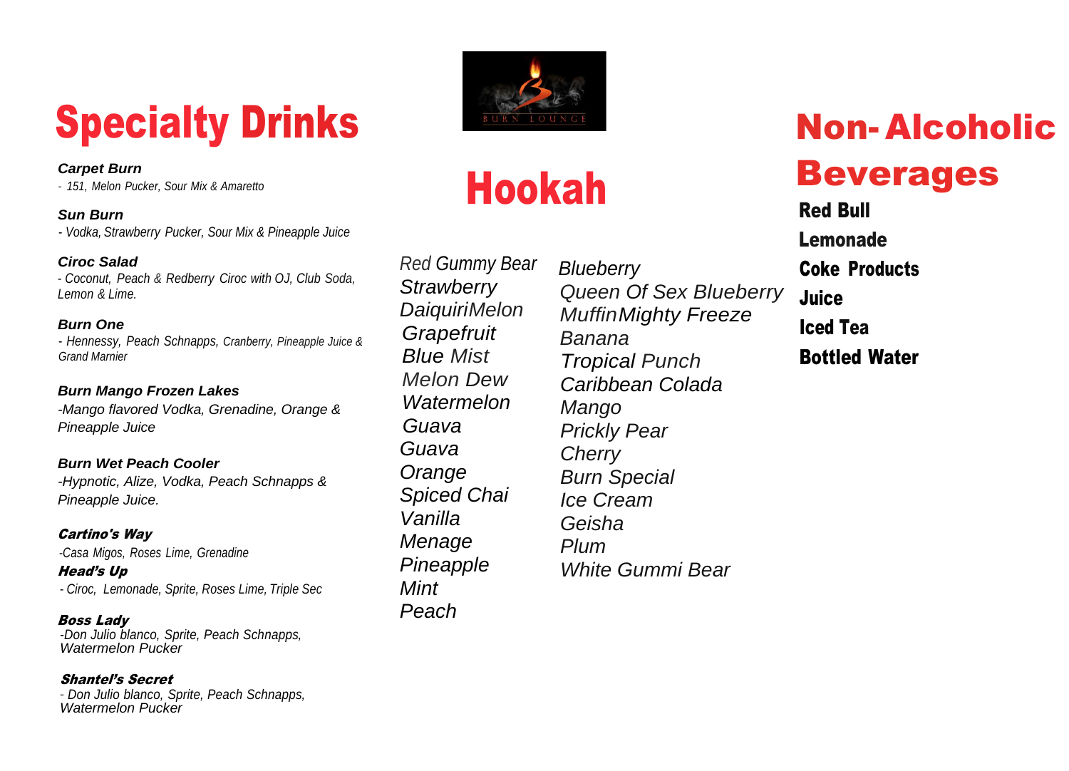# Specialty Drinks

***Carpet Burn***
*- 151, Melon Pucker, Sour Mix & Amaretto*

***Sun Burn***
*- Vodka, Strawberry Pucker, Sour Mix & Pineapple Juice*

***Ciroc Salad***
*- Coconut, Peach & Redberry Ciroc with OJ, Club Soda, Lemon & Lime.*

***Burn One***
*- Hennessy, Peach Schnapps, Cranberry, Pineapple Juice & Grand Marnier*

***Burn Mango Frozen Lakes***
*-Mango flavored Vodka, Grenadine, Orange & Pineapple Juice*

***Burn Wet Peach Cooler***
*-Hypnotic, Alize, Vodka, Peach Schnapps & Pineapple Juice.*

***Cartino's Way***
*-Casa Migos, Roses Lime, Grenadine*

***Head's Up***
*- Ciroc, Lemonade, Sprite, Roses Lime, Triple Sec*

***Boss Lady***
*-Don Julio blanco, Sprite, Peach Schnapps, Watermelon Pucker*

***Shantel's Secret***
*- Don Julio blanco, Sprite, Peach Schnapps, Watermelon Pucker*

BURN LOUNGE

# Hookah

*Red Gummy Bear*
*Strawberry*
*DaiquiriMelon*
*Grapefruit*
*Blue Mist*
*Melon Dew*
*Watermelon*
*Guava*
*Guava*
*Orange*
*Spiced Chai*
*Vanilla*
*Menage*
*Pineapple*
*Mint*
*Peach*
*Blueberry*
*Queen Of Sex Blueberry*
*MuffinMighty Freeze*
*Banana*
*Tropical Punch*
*Caribbean Colada*
*Mango*
*Prickly Pear*
*Cherry*
*Burn Special*
*Ice Cream*
*Geisha*
*Plum*
*White Gummi Bear*

# Non-Alcoholic Beverages

**Red Bull**
**Lemonade**
**Coke Products**
**Juice**
**Iced Tea**
**Bottled Water**